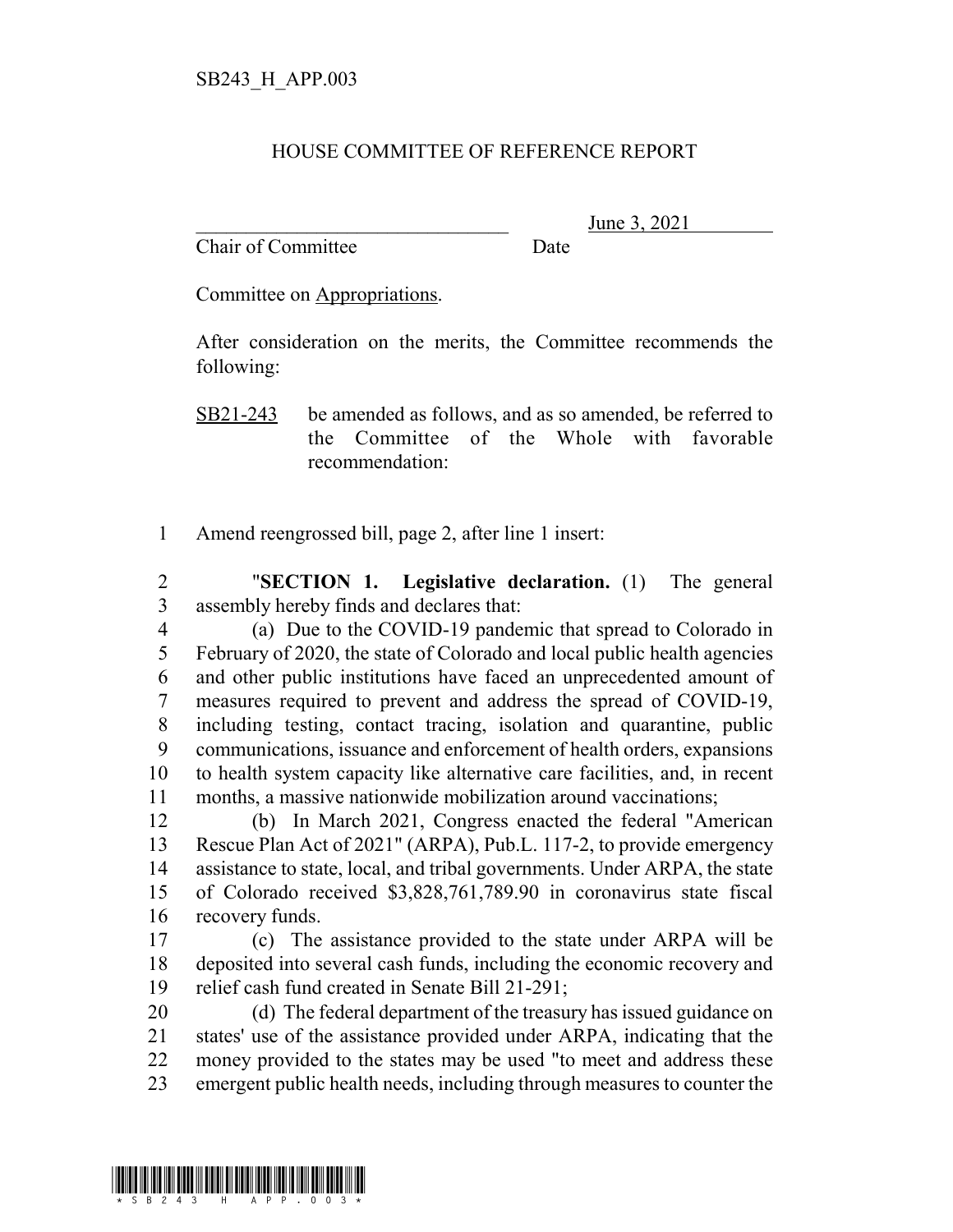SB243_H_APP.003

# HOUSE COMMITTEE OF REFERENCE REPORT

\_\_\_\_\_\_\_\_\_\_\_\_\_\_\_\_\_\_\_\_\_\_\_\_\_\_\_\_\_\_\_\_ June 3, 2021
Chair of Committee Date

Committee on Appropriations.

After consideration on the merits, the Committee recommends the following:

SB21-243 be amended as follows, and as so amended, be referred to the Committee of the Whole with favorable recommendation:

1 Amend reengrossed bill, page 2, after line 1 insert:

2 "**SECTION 1. Legislative declaration.** (1) The general
3 assembly hereby finds and declares that:
4 (a) Due to the COVID-19 pandemic that spread to Colorado in
5 February of 2020, the state of Colorado and local public health agencies
6 and other public institutions have faced an unprecedented amount of
7 measures required to prevent and address the spread of COVID-19,
8 including testing, contact tracing, isolation and quarantine, public
9 communications, issuance and enforcement of health orders, expansions
10 to health system capacity like alternative care facilities, and, in recent
11 months, a massive nationwide mobilization around vaccinations;
12 (b) In March 2021, Congress enacted the federal "American
13 Rescue Plan Act of 2021" (ARPA), Pub.L. 117-2, to provide emergency
14 assistance to state, local, and tribal governments. Under ARPA, the state
15 of Colorado received $3,828,761,789.90 in coronavirus state fiscal
16 recovery funds.
17 (c) The assistance provided to the state under ARPA will be
18 deposited into several cash funds, including the economic recovery and
19 relief cash fund created in Senate Bill 21-291;
20 (d) The federal department of the treasury has issued guidance on
21 states' use of the assistance provided under ARPA, indicating that the
22 money provided to the states may be used "to meet and address these
23 emergent public health needs, including through measures to counter the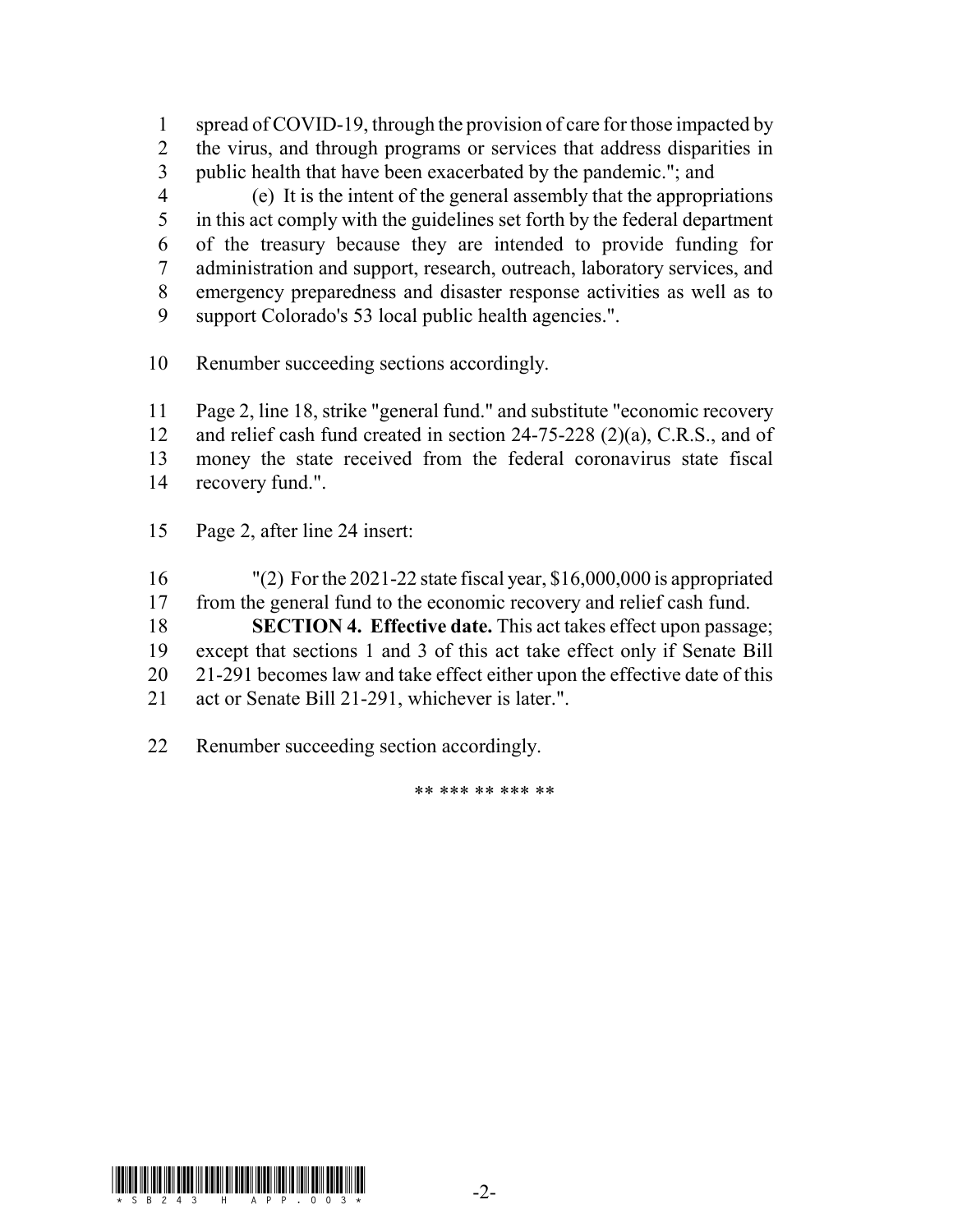spread of COVID-19, through the provision of care for those impacted by the virus, and through programs or services that address disparities in public health that have been exacerbated by the pandemic."; and

(e) It is the intent of the general assembly that the appropriations in this act comply with the guidelines set forth by the federal department of the treasury because they are intended to provide funding for administration and support, research, outreach, laboratory services, and emergency preparedness and disaster response activities as well as to support Colorado's 53 local public health agencies.".

Renumber succeeding sections accordingly.

Page 2, line 18, strike "general fund." and substitute "economic recovery and relief cash fund created in section 24-75-228 (2)(a), C.R.S., and of money the state received from the federal coronavirus state fiscal recovery fund.".

Page 2, after line 24 insert:

"(2) For the 2021-22 state fiscal year, $16,000,000 is appropriated from the general fund to the economic recovery and relief cash fund.

**SECTION 4. Effective date.** This act takes effect upon passage; except that sections 1 and 3 of this act take effect only if Senate Bill 21-291 becomes law and take effect either upon the effective date of this act or Senate Bill 21-291, whichever is later.".

Renumber succeeding section accordingly.

** *** ** *** **